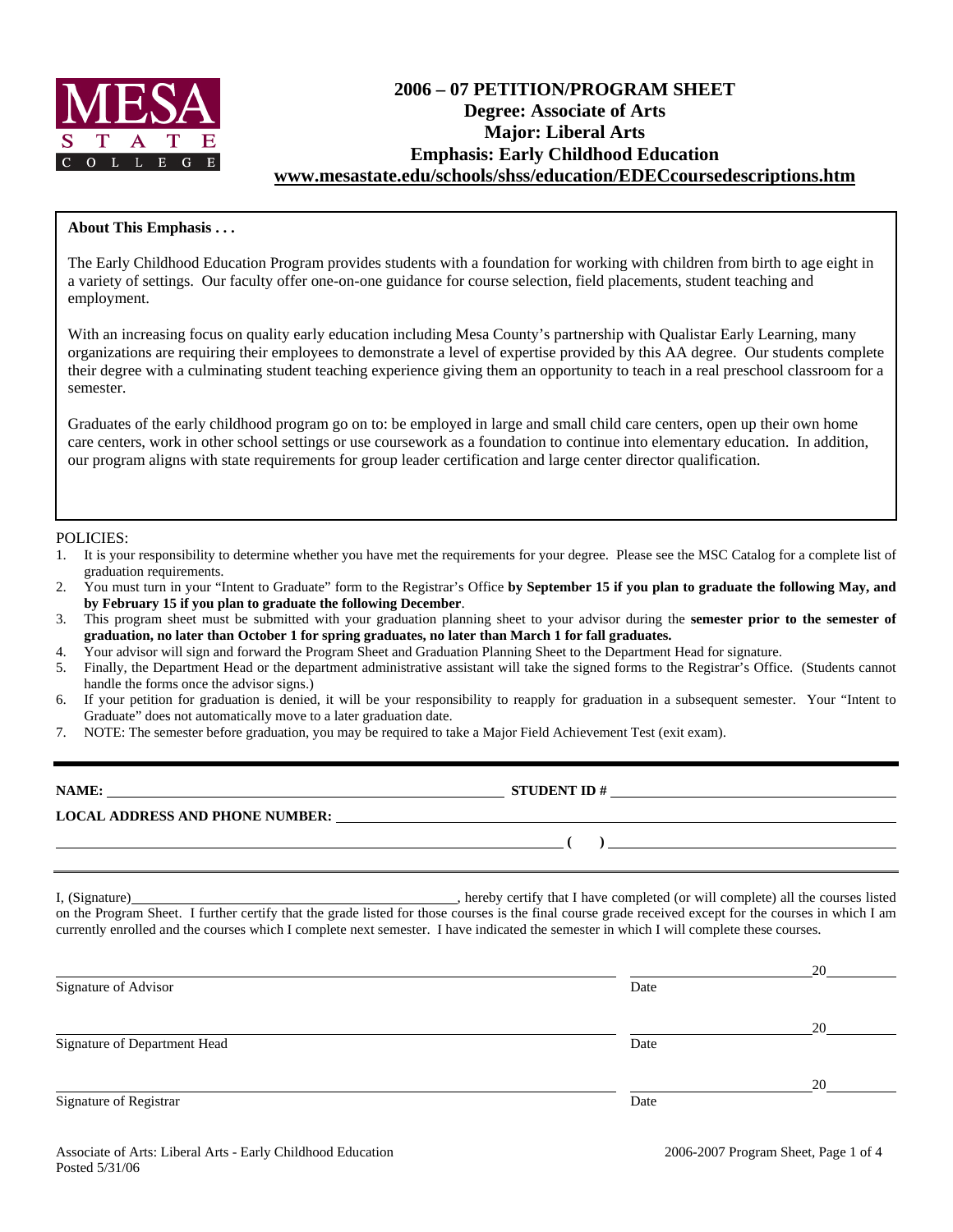MESA STATE COLLEGE

# 2006 – 07 PETITION/PROGRAM SHEET
## Degree: Associate of Arts
## Major: Liberal Arts
## Emphasis: Early Childhood Education
**www.mesastate.edu/schools/shss/education/EDECcoursedescriptions.htm**

**About This Emphasis . . .**

The Early Childhood Education Program provides students with a foundation for working with children from birth to age eight in a variety of settings. Our faculty offer one-on-one guidance for course selection, field placements, student teaching and employment.

With an increasing focus on quality early education including Mesa County's partnership with Qualistar Early Learning, many organizations are requiring their employees to demonstrate a level of expertise provided by this AA degree. Our students complete their degree with a culminating student teaching experience giving them an opportunity to teach in a real preschool classroom for a semester.

Graduates of the early childhood program go on to: be employed in large and small child care centers, open up their own home care centers, work in other school settings or use coursework as a foundation to continue into elementary education. In addition, our program aligns with state requirements for group leader certification and large center director qualification.

POLICIES:

1. It is your responsibility to determine whether you have met the requirements for your degree. Please see the MSC Catalog for a complete list of graduation requirements.
2. You must turn in your "Intent to Graduate" form to the Registrar's Office **by September 15 if you plan to graduate the following May, and by February 15 if you plan to graduate the following December**.
3. This program sheet must be submitted with your graduation planning sheet to your advisor during the **semester prior to the semester of graduation, no later than October 1 for spring graduates, no later than March 1 for fall graduates.**
4. Your advisor will sign and forward the Program Sheet and Graduation Planning Sheet to the Department Head for signature.
5. Finally, the Department Head or the department administrative assistant will take the signed forms to the Registrar's Office. (Students cannot handle the forms once the advisor signs.)
6. If your petition for graduation is denied, it will be your responsibility to reapply for graduation in a subsequent semester. Your "Intent to Graduate" does not automatically move to a later graduation date.
7. NOTE: The semester before graduation, you may be required to take a Major Field Achievement Test (exit exam).

**NAME:** ______________________________ **STUDENT ID #** ______________________________

**LOCAL ADDRESS AND PHONE NUMBER:** ______________________________

______________________________ **( )** ______________________________

I, (Signature)______________________________, hereby certify that I have completed (or will complete) all the courses listed on the Program Sheet. I further certify that the grade listed for those courses is the final course grade received except for the courses in which I am currently enrolled and the courses which I complete next semester. I have indicated the semester in which I will complete these courses.

______________________________ ______________ 20______
Signature of Advisor Date

______________________________ ______________ 20______
Signature of Department Head Date

______________________________ ______________ 20______
Signature of Registrar Date

Associate of Arts: Liberal Arts - Early Childhood Education
Posted 5/31/06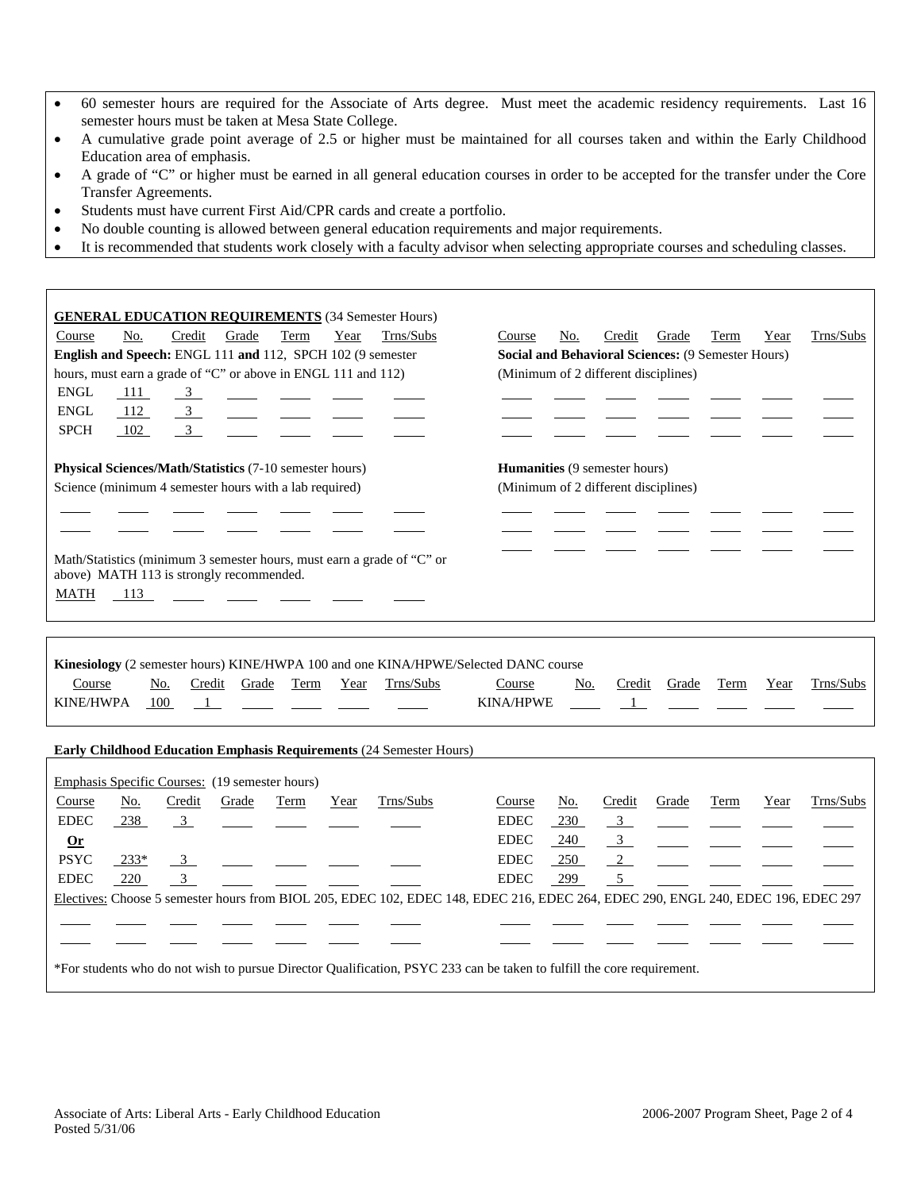- 60 semester hours are required for the Associate of Arts degree. Must meet the academic residency requirements. Last 16 semester hours must be taken at Mesa State College.
- A cumulative grade point average of 2.5 or higher must be maintained for all courses taken and within the Early Childhood Education area of emphasis.
- A grade of "C" or higher must be earned in all general education courses in order to be accepted for the transfer under the Core Transfer Agreements.
- Students must have current First Aid/CPR cards and create a portfolio.
- No double counting is allowed between general education requirements and major requirements.
- It is recommended that students work closely with a faculty advisor when selecting appropriate courses and scheduling classes.

**GENERAL EDUCATION REQUIREMENTS** (34 Semester Hours)

**English and Speech:** ENGL 111 **and** 112, SPCH 102 (9 semester hours, must earn a grade of "C" or above in ENGL 111 and 112)

| Course | No. | Credit | Grade | Term | Year | Trns/Subs |
|---|---|---|---|---|---|---|
| ENGL | 111 | 3 | | | | |
| ENGL | 112 | 3 | | | | |
| SPCH | 102 | 3 | | | | |

**Physical Sciences/Math/Statistics** (7-10 semester hours)

Science (minimum 4 semester hours with a lab required)

| Course | No. | Credit | Grade | Term | Year | Trns/Subs |
|---|---|---|---|---|---|---|
| | | | | | | |
| | | | | | | |

Math/Statistics (minimum 3 semester hours, must earn a grade of "C" or above) MATH 113 is strongly recommended.

| Course | No. | Credit | Grade | Term | Year | Trns/Subs |
|---|---|---|---|---|---|---|
| MATH | 113 | | | | | |

**Social and Behavioral Sciences:** (9 Semester Hours) (Minimum of 2 different disciplines)

| Course | No. | Credit | Grade | Term | Year | Trns/Subs |
|---|---|---|---|---|---|---|
| | | | | | | |
| | | | | | | |
| | | | | | | |

**Humanities** (9 semester hours) (Minimum of 2 different disciplines)

| Course | No. | Credit | Grade | Term | Year | Trns/Subs |
|---|---|---|---|---|---|---|
| | | | | | | |
| | | | | | | |
| | | | | | | |

**Kinesiology** (2 semester hours) KINE/HWPA 100 and one KINA/HPWE/Selected DANC course

| Course | No. | Credit | Grade | Term | Year | Trns/Subs |
|---|---|---|---|---|---|---|
| KINE/HWPA | 100 | 1 | | | | |
| KINA/HPWE | | 1 | | | | |

**Early Childhood Education Emphasis Requirements** (24 Semester Hours)

Emphasis Specific Courses: (19 semester hours)

| Course | No. | Credit | Grade | Term | Year | Trns/Subs |
|---|---|---|---|---|---|---|
| EDEC | 238 | 3 | | | | |
| **Or** | | | | | | |
| PSYC | 233* | 3 | | | | |
| EDEC | 220 | 3 | | | | |
| EDEC | 230 | 3 | | | | |
| EDEC | 240 | 3 | | | | |
| EDEC | 250 | 2 | | | | |
| EDEC | 299 | 5 | | | | |

Electives: Choose 5 semester hours from BIOL 205, EDEC 102, EDEC 148, EDEC 216, EDEC 264, EDEC 290, ENGL 240, EDEC 196, EDEC 297

| Course | No. | Credit | Grade | Term | Year | Trns/Subs |
|---|---|---|---|---|---|---|
| | | | | | | |
| | | | | | | |
| | | | | | | |
| | | | | | | |

*For students who do not wish to pursue Director Qualification, PSYC 233 can be taken to fulfill the core requirement.

Associate of Arts: Liberal Arts - Early Childhood Education
Posted 5/31/06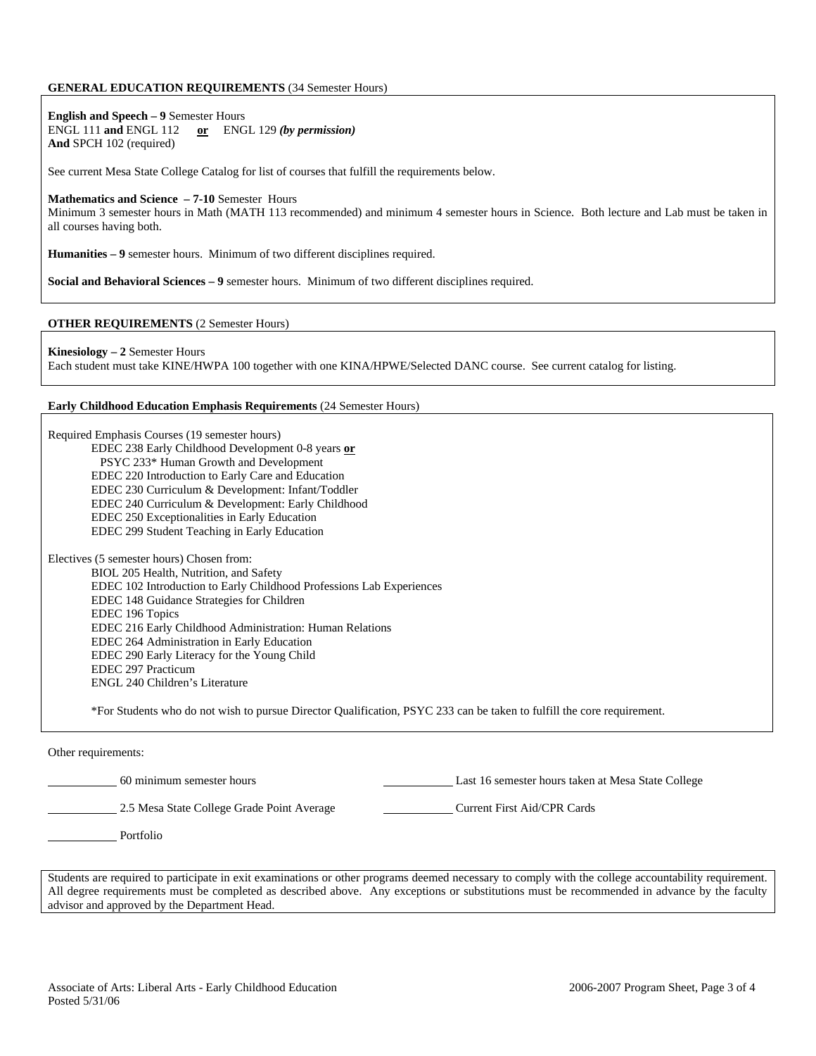**GENERAL EDUCATION REQUIREMENTS** (34 Semester Hours)

**English and Speech – 9** Semester Hours
ENGL 111 **and** ENGL 112 **or** ENGL 129 ***(by permission)***
**And** SPCH 102 (required)

See current Mesa State College Catalog for list of courses that fulfill the requirements below.

**Mathematics and Science – 7-10** Semester Hours
Minimum 3 semester hours in Math (MATH 113 recommended) and minimum 4 semester hours in Science. Both lecture and Lab must be taken in all courses having both.

**Humanities – 9** semester hours. Minimum of two different disciplines required.

**Social and Behavioral Sciences – 9** semester hours. Minimum of two different disciplines required.

**OTHER REQUIREMENTS** (2 Semester Hours)

**Kinesiology – 2** Semester Hours
Each student must take KINE/HWPA 100 together with one KINA/HPWE/Selected DANC course. See current catalog for listing.

**Early Childhood Education Emphasis Requirements** (24 Semester Hours)

Required Emphasis Courses (19 semester hours)

- EDEC 238 Early Childhood Development 0-8 years **or**
  PSYC 233* Human Growth and Development
- EDEC 220 Introduction to Early Care and Education
- EDEC 230 Curriculum & Development: Infant/Toddler
- EDEC 240 Curriculum & Development: Early Childhood
- EDEC 250 Exceptionalities in Early Education
- EDEC 299 Student Teaching in Early Education

Electives (5 semester hours) Chosen from:

- BIOL 205 Health, Nutrition, and Safety
- EDEC 102 Introduction to Early Childhood Professions Lab Experiences
- EDEC 148 Guidance Strategies for Children
- EDEC 196 Topics
- EDEC 216 Early Childhood Administration: Human Relations
- EDEC 264 Administration in Early Education
- EDEC 290 Early Literacy for the Young Child
- EDEC 297 Practicum
- ENGL 240 Children's Literature

*For Students who do not wish to pursue Director Qualification, PSYC 233 can be taken to fulfill the core requirement.

Other requirements:

___________ 60 minimum semester hours

___________ Last 16 semester hours taken at Mesa State College

___________ 2.5 Mesa State College Grade Point Average

___________ Current First Aid/CPR Cards

___________ Portfolio

Students are required to participate in exit examinations or other programs deemed necessary to comply with the college accountability requirement. All degree requirements must be completed as described above. Any exceptions or substitutions must be recommended in advance by the faculty advisor and approved by the Department Head.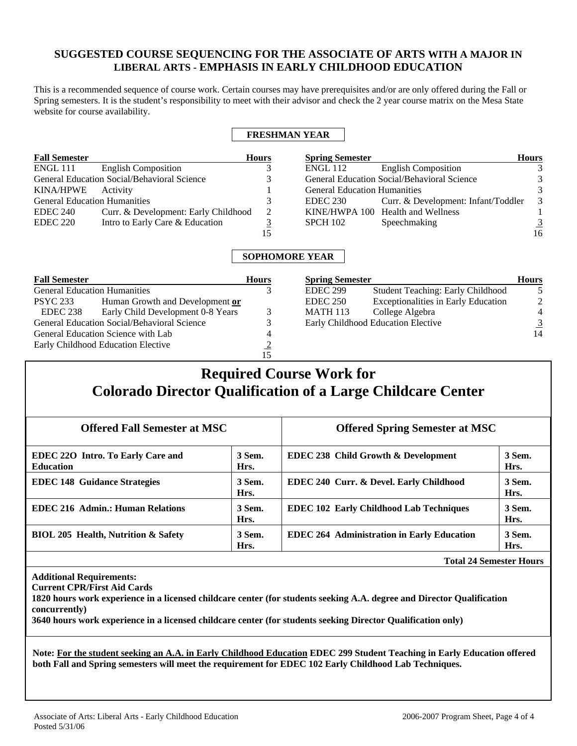## SUGGESTED COURSE SEQUENCING FOR THE ASSOCIATE OF ARTS WITH A MAJOR IN LIBERAL ARTS - EMPHASIS IN EARLY CHILDHOOD EDUCATION

This is a recommended sequence of course work. Certain courses may have prerequisites and/or are only offered during the Fall or Spring semesters. It is the student's responsibility to meet with their advisor and check the 2 year course matrix on the Mesa State website for course availability.

### FRESHMAN YEAR

| Fall Semester | | Hours |
|---|---|---|
| ENGL 111 | English Composition | 3 |
| General Education Social/Behavioral Science | | 3 |
| KINA/HPWE | Activity | 1 |
| General Education Humanities | | 3 |
| EDEC 240 | Curr. & Development: Early Childhood | 2 |
| EDEC 220 | Intro to Early Care & Education | 3 |
| | | 15 |

| Spring Semester | | Hours |
|---|---|---|
| ENGL 112 | English Composition | 3 |
| General Education Social/Behavioral Science | | 3 |
| General Education Humanities | | 3 |
| EDEC 230 | Curr. & Development: Infant/Toddler | 3 |
| KINE/HWPA 100 | Health and Wellness | 1 |
| SPCH 102 | Speechmaking | 3 |
| | | 16 |

### SOPHOMORE YEAR

| Fall Semester | | Hours |
|---|---|---|
| General Education Humanities | | 3 |
| PSYC 233 | Human Growth and Development **or** | |
| EDEC 238 | Early Child Development 0-8 Years | 3 |
| General Education Social/Behavioral Science | | 3 |
| General Education Science with Lab | | 4 |
| Early Childhood Education Elective | | 2 |
| | | 15 |

| Spring Semester | | Hours |
|---|---|---|
| EDEC 299 | Student Teaching: Early Childhood | 5 |
| EDEC 250 | Exceptionalities in Early Education | 2 |
| MATH 113 | College Algebra | 4 |
| Early Childhood Education Elective | | 3 |
| | | 14 |

# Required Course Work for Colorado Director Qualification of a Large Childcare Center

| Offered Fall Semester at MSC | | Offered Spring Semester at MSC | |
|---|---|---|---|
| **EDEC 22O Intro. To Early Care and Education** | **3 Sem. Hrs.** | **EDEC 238 Child Growth & Development** | **3 Sem. Hrs.** |
| **EDEC 148 Guidance Strategies** | **3 Sem. Hrs.** | **EDEC 240 Curr. & Devel. Early Childhood** | **3 Sem. Hrs.** |
| **EDEC 216 Admin.: Human Relations** | **3 Sem. Hrs.** | **EDEC 102 Early Childhood Lab Techniques** | **3 Sem. Hrs.** |
| **BIOL 205 Health, Nutrition & Safety** | **3 Sem. Hrs.** | **EDEC 264 Administration in Early Education** | **3 Sem. Hrs.** |
| | | | **Total 24 Semester Hours** |

**Additional Requirements:**
**Current CPR/First Aid Cards**
**1820 hours work experience in a licensed childcare center (for students seeking A.A. degree and Director Qualification concurrently)**
**3640 hours work experience in a licensed childcare center (for students seeking Director Qualification only)**

**Note: For the student seeking an A.A. in Early Childhood Education EDEC 299 Student Teaching in Early Education offered both Fall and Spring semesters will meet the requirement for EDEC 102 Early Childhood Lab Techniques.**

Associate of Arts: Liberal Arts - Early Childhood Education
Posted 5/31/06
2006-2007 Program Sheet